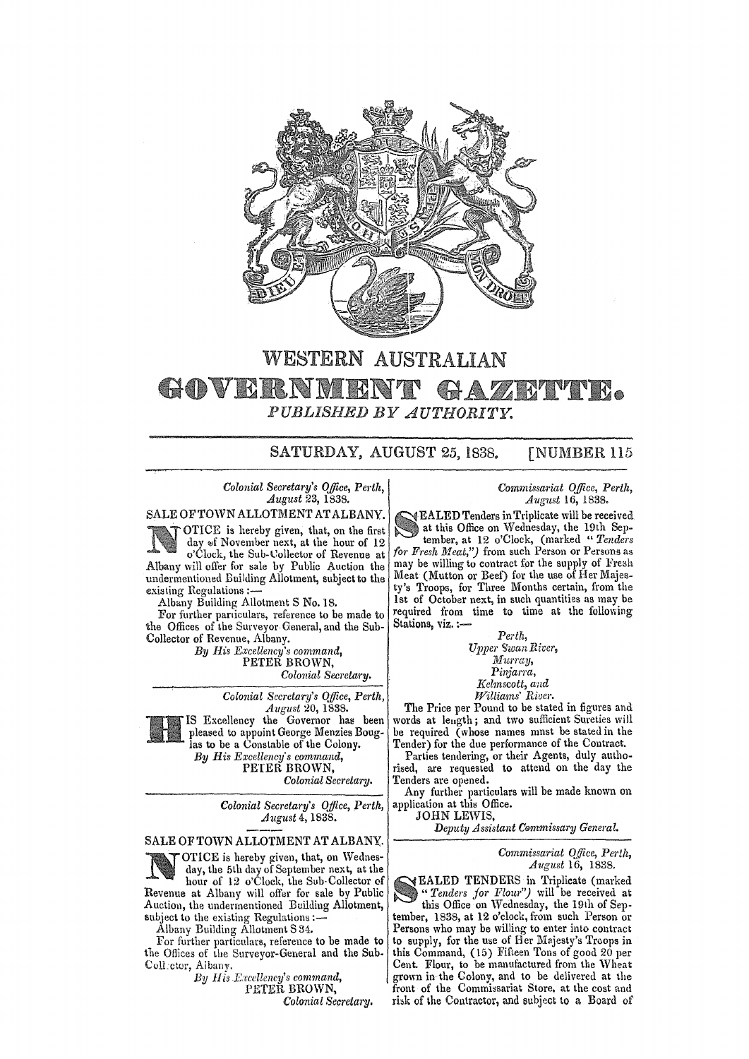# WESTERN AUSTRALIAN

# GOVERNMENT GAZETTE.

*PUBLISHED BY AUTHORITY.*

## SATURDAY, AUGUST 25, 1838. [NUMBER 115

*Colonial Secretary's Office, Perth,*
*August 23, 1838.*

### SALE OF TOWN ALLOTMENT AT ALBANY.

NOTICE is hereby given, that, on the first day of November next, at the hour of 12 o'Clock, the Sub-Collector of Revenue at Albany will offer for sale by Public Auction the undermentioned Building Allotment, subject to the existing Regulations:—

Albany Building Allotment S No. 18.

For further particulars, reference to be made to the Offices of the Surveyor-General, and the Sub-Collector of Revenue, Albany.

*By His Excellency's command,*
PETER BROWN,
*Colonial Secretary.*

---

*Colonial Secretary's Office, Perth,*
*August 20, 1838.*

HIS Excellency the Governor has been pleased to appoint George Menzies Douglas to be a Constable of the Colony.

*By His Excellency's command,*
PETER BROWN,
*Colonial Secretary.*

---

*Colonial Secretary's Office, Perth,*
*August 4, 1838.*

### SALE OF TOWN ALLOTMENT AT ALBANY.

NOTICE is hereby given, that, on Wednesday, the 5th day of September next, at the hour of 12 o'Clock, the Sub-Collector of Revenue at Albany will offer for sale by Public Auction, the undermentioned Building Allotment, subject to the existing Regulations:—

Albany Building Allotment S 34.

For further particulars, reference to be made to the Offices of the Surveyor-General and the Sub-Collector, Albany.

*By His Excellency's command,*
PETER BROWN,
*Colonial Secretary.*

---

*Commissariat Office, Perth,*
*August 16, 1838.*

SEALED Tenders in Triplicate will be received at this Office on Wednesday, the 19th September, at 12 o'Clock, (marked "*Tenders for Fresh Meat,*") from such Person or Persons as may be willing to contract for the supply of Fresh Meat (Mutton or Beef) for the use of Her Majesty's Troops, for Three Months certain, from the 1st of October next, in such quantities as may be required from time to time at the following Stations, viz.:—

*Perth,*
*Upper Swan River,*
*Murray,*
*Pinjarra,*
*Kelmscott, and*
*Williams' River.*

The Price per Pound to be stated in figures and words at length; and two sufficient Sureties will be required (whose names must be stated in the Tender) for the due performance of the Contract.

Parties tendering, or their Agents, duly authorised, are requested to attend on the day the Tenders are opened.

Any further particulars will be made known on application at this Office.

JOHN LEWIS,
*Deputy Assistant Commissary General.*

---

*Commissariat Office, Perth,*
*August 16, 1838.*

SEALED TENDERS in Triplicate (marked "*Tenders for Flour*") will be received at this Office on Wednesday, the 19th of September, 1838, at 12 o'clock, from such Person or Persons who may be willing to enter into contract to supply, for the use of Her Majesty's Troops in this Command, (15) Fifteen Tons of good 20 per Cent. Flour, to be manufactured from the Wheat grown in the Colony, and to be delivered at the front of the Commissariat Store, at the cost and risk of the Contractor, and subject to a Board of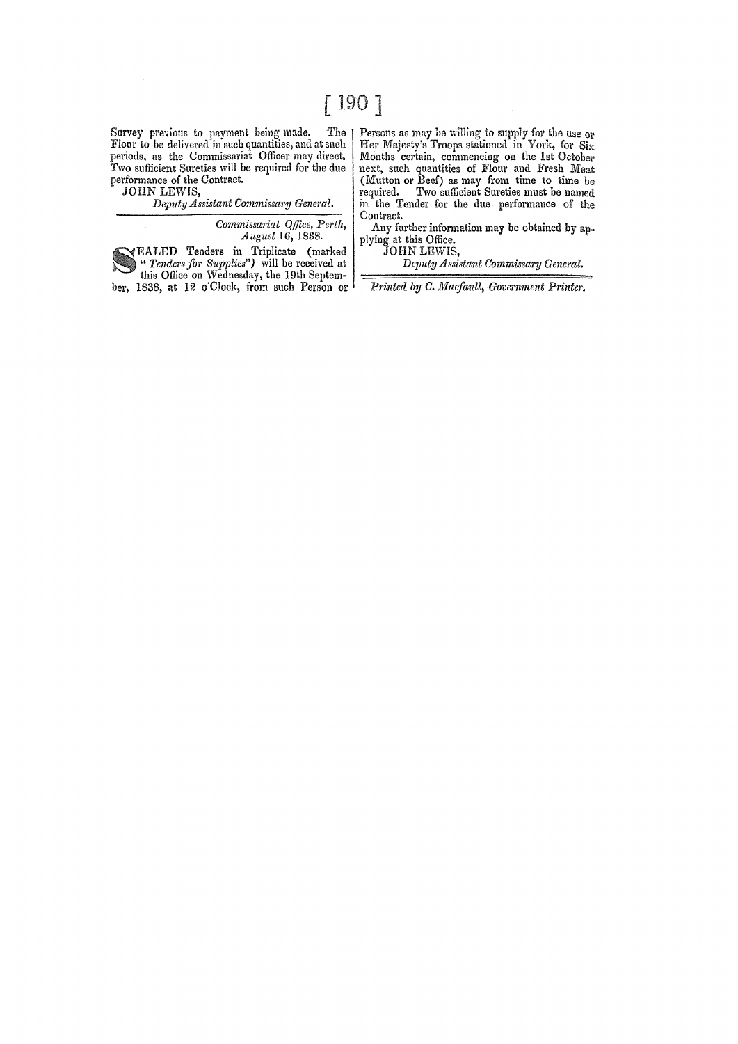Survey previous to payment being made. The Flour to be delivered in such quantities, and at such periods, as the Commissariat Officer may direct. Two sufficient Sureties will be required for the due performance of the Contract.

JOHN LEWIS,
*Deputy Assistant Commissary General.*

---

*Commissariat Office, Perth,*
*August* 16, 1838.

SEALED Tenders in Triplicate (marked "*Tenders for Supplies*") will be received at this Office on Wednesday, the 19th September, 1838, at 12 o'Clock, from such Person or Persons as may be willing to supply for the use or Her Majesty's Troops stationed in York, for Six Months certain, commencing on the 1st October next, such quantities of Flour and Fresh Meat (Mutton or Beef) as may from time to time be required. Two sufficient Sureties must be named in the Tender for the due performance of the Contract.

Any further information may be obtained by applying at this Office.

JOHN LEWIS,
*Deputy Assistant Commissary General.*

---

*Printed by C. Macfaull, Government Printer.*